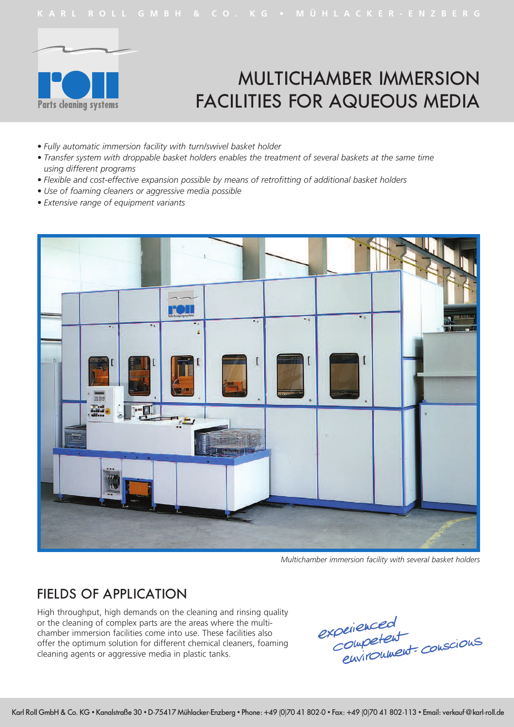# MULTICHAMBER IMMERSION FACILITIES FOR AQUEOUS MEDIA

- *Fully automatic immersion facility with turn/swivel basket holder*
- *Transfer system with droppable basket holders enables the treatment of several baskets at the same time using different programs*
- *Flexible and cost-effective expansion possible by means of retrofitting of additional basket holders*
- *Use of foaming cleaners or aggressive media possible*
- *Extensive range of equipment variants*

*Multichamber immersion facility with several basket holders*

## FIELDS OF APPLICATION

High throughput, high demands on the cleaning and rinsing quality or the cleaning of complex parts are the areas where the multichamber immersion facilities come into use. These facilities also offer the optimum solution for different chemical cleaners, foaming cleaning agents or aggressive media in plastic tanks.

experienced
competent
environment-conscious

Karl Roll GmbH & Co. KG • Kanalstraße 30 • D-75417 Mühlacker-Enzberg • Phone: +49 (0)70 41 802-0 • Fax: +49 (0)70 41 802-113 • Email: verkauf@karl-roll.de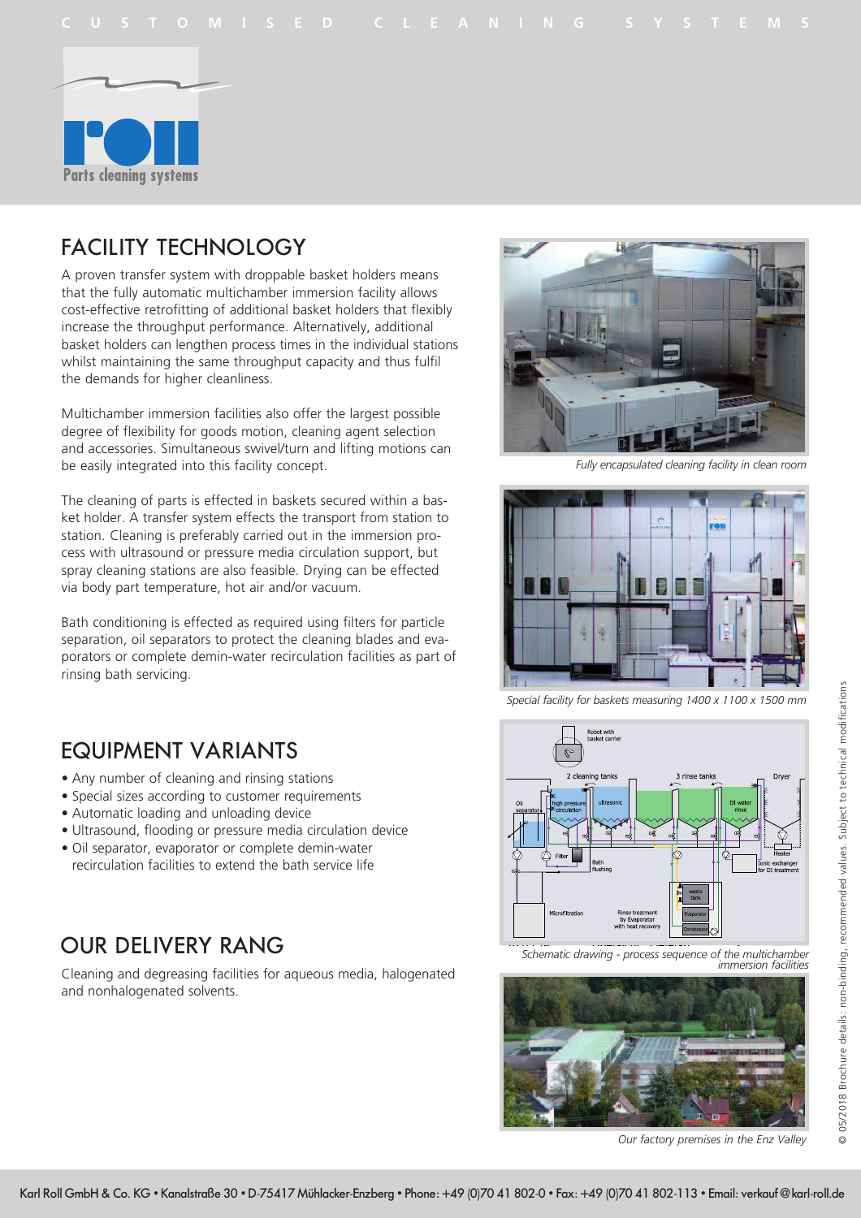# FACILITY TECHNOLOGY

A proven transfer system with droppable basket holders means that the fully automatic multichamber immersion facility allows cost-effective retrofitting of additional basket holders that flexibly increase the throughput performance. Alternatively, additional basket holders can lengthen process times in the individual stations whilst maintaining the same throughput capacity and thus fulfil the demands for higher cleanliness.

Multichamber immersion facilities also offer the largest possible degree of flexibility for goods motion, cleaning agent selection and accessories. Simultaneous swivel/turn and lifting motions can be easily integrated into this facility concept.

The cleaning of parts is effected in baskets secured within a basket holder. A transfer system effects the transport from station to station. Cleaning is preferably carried out in the immersion process with ultrasound or pressure media circulation support, but spray cleaning stations are also feasible. Drying can be effected via body part temperature, hot air and/or vacuum.

Bath conditioning is effected as required using filters for particle separation, oil separators to protect the cleaning blades and evaporators or complete demin-water recirculation facilities as part of rinsing bath servicing.

*Fully encapsulated cleaning facility in clean room*

*Special facility for baskets measuring 1400 x 1100 x 1500 mm*

# EQUIPMENT VARIANTS

- Any number of cleaning and rinsing stations
- Special sizes according to customer requirements
- Automatic loading and unloading device
- Ultrasound, flooding or pressure media circulation device
- Oil separator, evaporator or complete demin-water recirculation facilities to extend the bath service life

Robot with basket carrier
2 cleaning tanks
3 rinse tanks
Dryer
Oil separator
high pressure circulation
ultrasonic
DI water rinse
Filter
Bath flushing
Heater
Ionic exchanger for DI treatment
waste tank
Evaporator
Condensate
Microfiltration
Rinse treatment by Evaporator with heat recovery

*Schematic drawing - process sequence of the multichamber immersion facilities*

# OUR DELIVERY RANG

Cleaning and degreasing facilities for aqueous media, halogenated and nonhalogenated solvents.

*Our factory premises in the Enz Valley*

© 05/2018 Brochure details: non-binding, recommended values. Subject to technical modifications

Karl Roll GmbH & Co. KG • Kanalstraße 30 • D-75417 Mühlacker-Enzberg • Phone: +49 (0)70 41 802-0 • Fax: +49 (0)70 41 802-113 • Email: verkauf@karl-roll.de